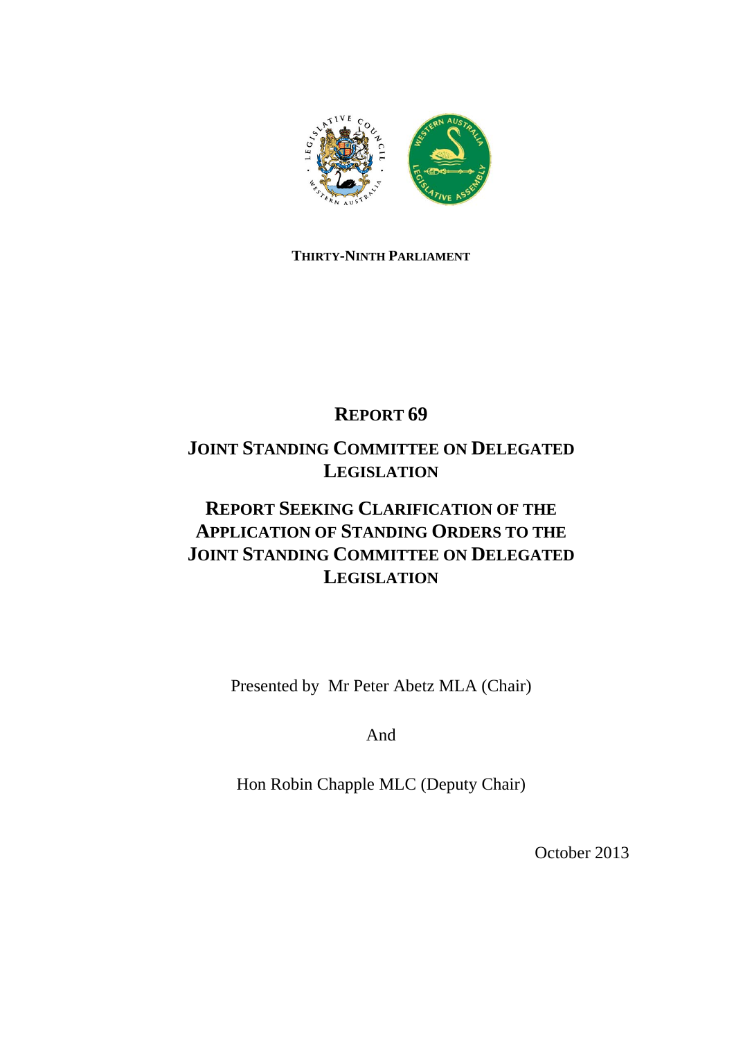**THIRTY-NINTH PARLIAMENT**

# REPORT 69

## JOINT STANDING COMMITTEE ON DELEGATED LEGISLATION

## REPORT SEEKING CLARIFICATION OF THE APPLICATION OF STANDING ORDERS TO THE JOINT STANDING COMMITTEE ON DELEGATED LEGISLATION

Presented by Mr Peter Abetz MLA (Chair)

And

Hon Robin Chapple MLC (Deputy Chair)

October 2013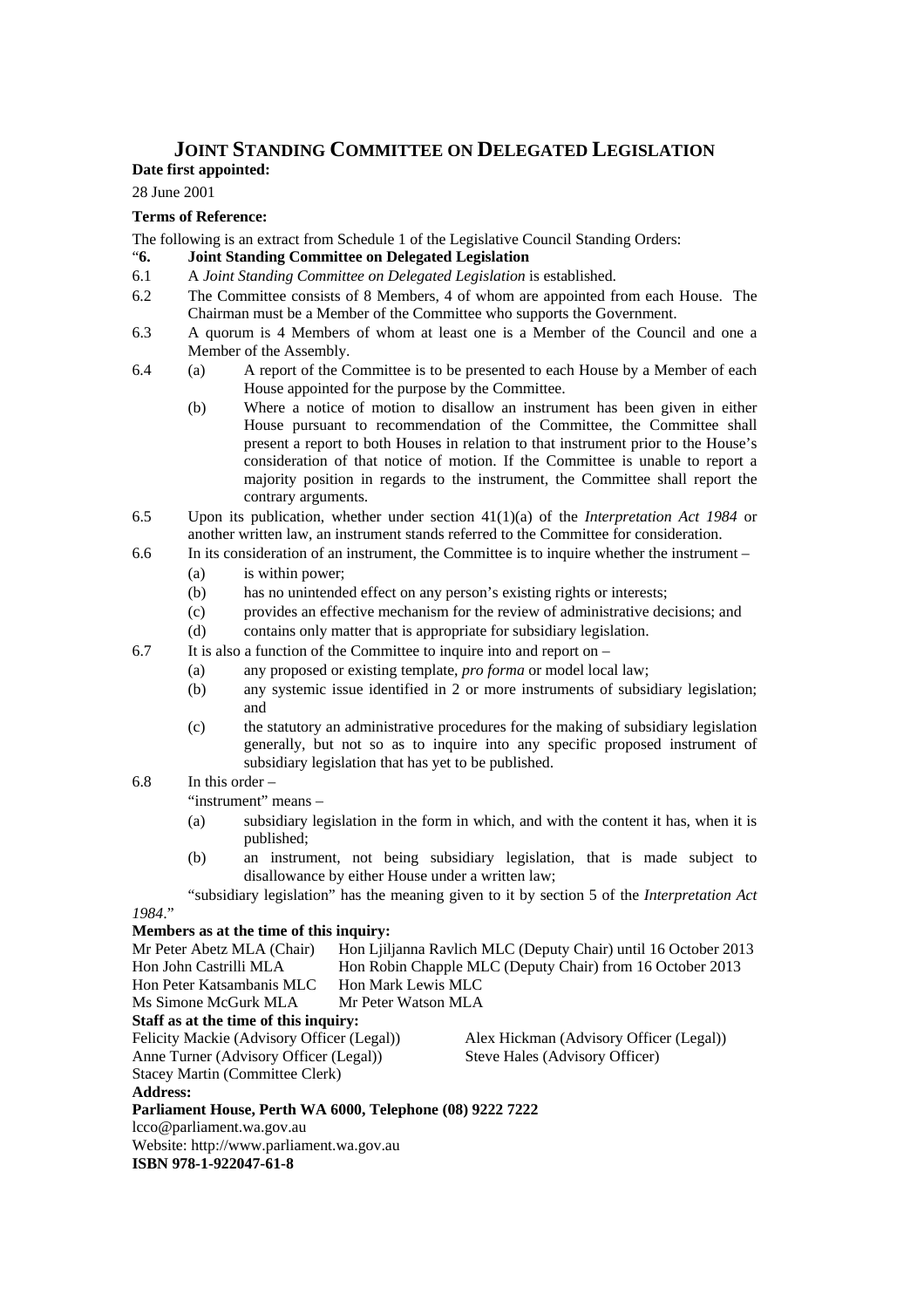# JOINT STANDING COMMITTEE ON DELEGATED LEGISLATION

**Date first appointed:**

28 June 2001

**Terms of Reference:**

The following is an extract from Schedule 1 of the Legislative Council Standing Orders:

"**6. Joint Standing Committee on Delegated Legislation**

6.1 A *Joint Standing Committee on Delegated Legislation* is established.

6.2 The Committee consists of 8 Members, 4 of whom are appointed from each House. The Chairman must be a Member of the Committee who supports the Government.

6.3 A quorum is 4 Members of whom at least one is a Member of the Council and one a Member of the Assembly.

6.4 (a) A report of the Committee is to be presented to each House by a Member of each House appointed for the purpose by the Committee.

(b) Where a notice of motion to disallow an instrument has been given in either House pursuant to recommendation of the Committee, the Committee shall present a report to both Houses in relation to that instrument prior to the House's consideration of that notice of motion. If the Committee is unable to report a majority position in regards to the instrument, the Committee shall report the contrary arguments.

6.5 Upon its publication, whether under section 41(1)(a) of the *Interpretation Act 1984* or another written law, an instrument stands referred to the Committee for consideration.

6.6 In its consideration of an instrument, the Committee is to inquire whether the instrument –

(a) is within power;

(b) has no unintended effect on any person's existing rights or interests;

(c) provides an effective mechanism for the review of administrative decisions; and

(d) contains only matter that is appropriate for subsidiary legislation.

6.7 It is also a function of the Committee to inquire into and report on –

(a) any proposed or existing template, *pro forma* or model local law;

(b) any systemic issue identified in 2 or more instruments of subsidiary legislation; and

(c) the statutory an administrative procedures for the making of subsidiary legislation generally, but not so as to inquire into any specific proposed instrument of subsidiary legislation that has yet to be published.

6.8 In this order –

"instrument" means –

(a) subsidiary legislation in the form in which, and with the content it has, when it is published;

(b) an instrument, not being subsidiary legislation, that is made subject to disallowance by either House under a written law;

"subsidiary legislation" has the meaning given to it by section 5 of the *Interpretation Act 1984*."

**Members as at the time of this inquiry:**

| | |
|---|---|
| Mr Peter Abetz MLA (Chair) | Hon Ljiljanna Ravlich MLC (Deputy Chair) until 16 October 2013 |
| Hon John Castrilli MLA | Hon Robin Chapple MLC (Deputy Chair) from 16 October 2013 |
| Hon Peter Katsambanis MLC | Hon Mark Lewis MLC |
| Ms Simone McGurk MLA | Mr Peter Watson MLA |

**Staff as at the time of this inquiry:**

| | |
|---|---|
| Felicity Mackie (Advisory Officer (Legal)) | Alex Hickman (Advisory Officer (Legal)) |
| Anne Turner (Advisory Officer (Legal)) | Steve Hales (Advisory Officer) |
| Stacey Martin (Committee Clerk) | |

**Address:**

**Parliament House, Perth WA 6000, Telephone (08) 9222 7222**

lcco@parliament.wa.gov.au

Website: http://www.parliament.wa.gov.au

**ISBN 978-1-922047-61-8**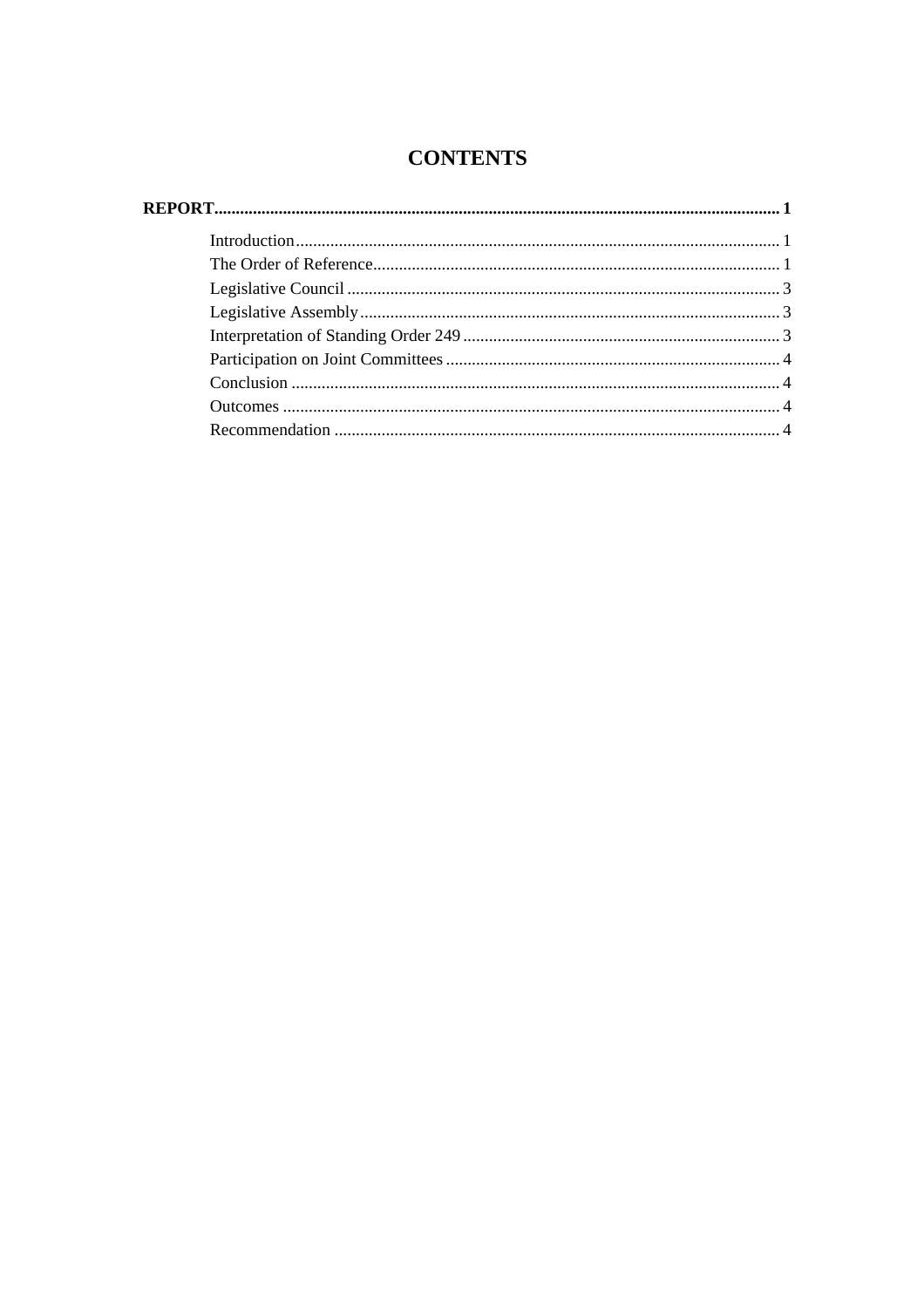# CONTENTS

**REPORT** .......... **1**

- Introduction .......... 1
- The Order of Reference .......... 1
- Legislative Council .......... 3
- Legislative Assembly .......... 3
- Interpretation of Standing Order 249 .......... 3
- Participation on Joint Committees .......... 4
- Conclusion .......... 4
- Outcomes .......... 4
- Recommendation .......... 4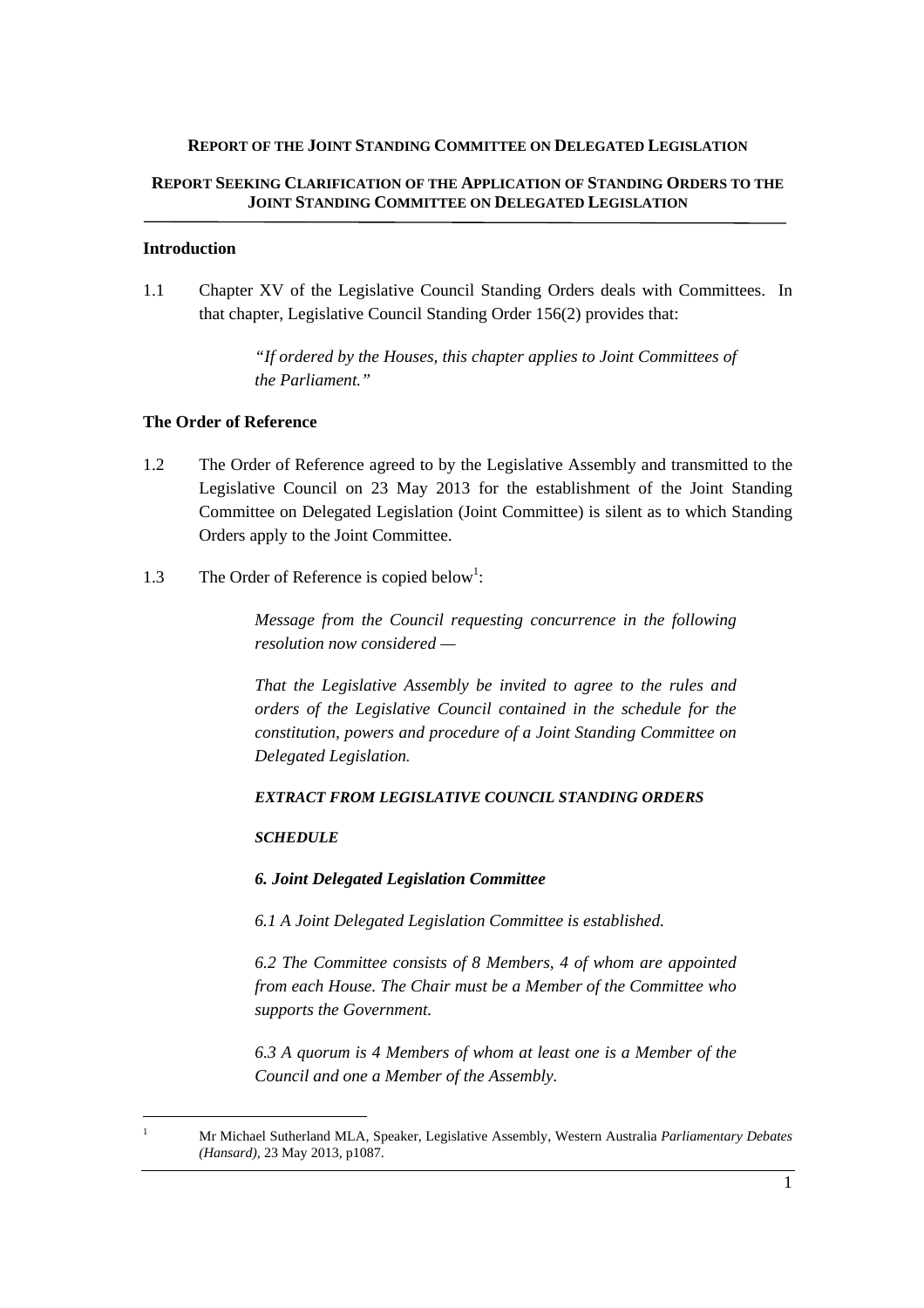**REPORT OF THE JOINT STANDING COMMITTEE ON DELEGATED LEGISLATION**

**REPORT SEEKING CLARIFICATION OF THE APPLICATION OF STANDING ORDERS TO THE JOINT STANDING COMMITTEE ON DELEGATED LEGISLATION**

## Introduction

1.1 Chapter XV of the Legislative Council Standing Orders deals with Committees. In that chapter, Legislative Council Standing Order 156(2) provides that:

> *"If ordered by the Houses, this chapter applies to Joint Committees of the Parliament."*

## The Order of Reference

1.2 The Order of Reference agreed to by the Legislative Assembly and transmitted to the Legislative Council on 23 May 2013 for the establishment of the Joint Standing Committee on Delegated Legislation (Joint Committee) is silent as to which Standing Orders apply to the Joint Committee.

1.3 The Order of Reference is copied below[1]:

> *Message from the Council requesting concurrence in the following resolution now considered —*
>
> *That the Legislative Assembly be invited to agree to the rules and orders of the Legislative Council contained in the schedule for the constitution, powers and procedure of a Joint Standing Committee on Delegated Legislation.*
>
> ***EXTRACT FROM LEGISLATIVE COUNCIL STANDING ORDERS***
>
> ***SCHEDULE***
>
> ***6. Joint Delegated Legislation Committee***
>
> *6.1 A Joint Delegated Legislation Committee is established.*
>
> *6.2 The Committee consists of 8 Members, 4 of whom are appointed from each House. The Chair must be a Member of the Committee who supports the Government.*
>
> *6.3 A quorum is 4 Members of whom at least one is a Member of the Council and one a Member of the Assembly.*

[1] Mr Michael Sutherland MLA, Speaker, Legislative Assembly, Western Australia *Parliamentary Debates (Hansard)*, 23 May 2013, p1087.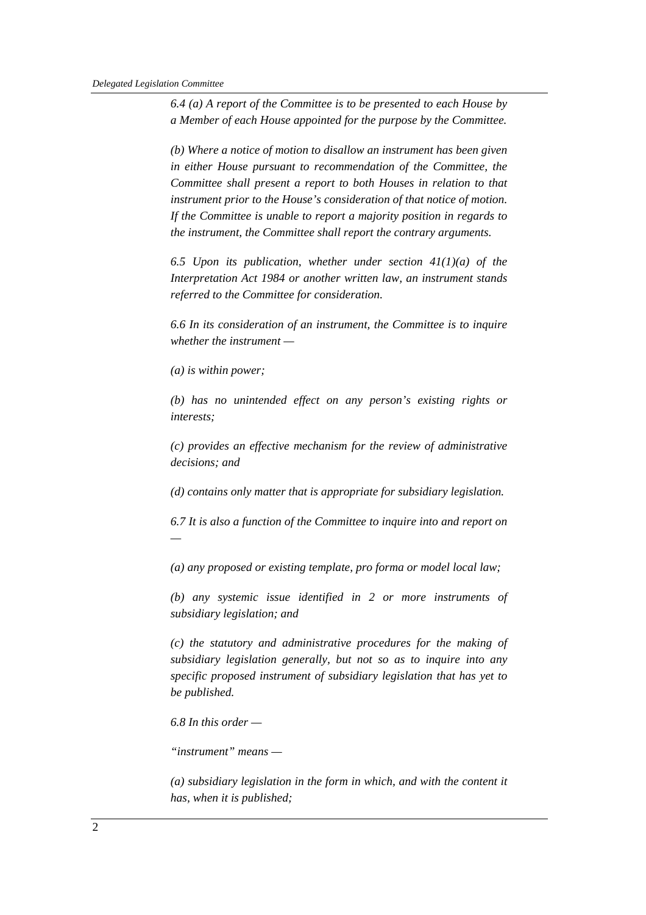*6.4 (a) A report of the Committee is to be presented to each House by a Member of each House appointed for the purpose by the Committee.*

*(b) Where a notice of motion to disallow an instrument has been given in either House pursuant to recommendation of the Committee, the Committee shall present a report to both Houses in relation to that instrument prior to the House's consideration of that notice of motion. If the Committee is unable to report a majority position in regards to the instrument, the Committee shall report the contrary arguments.*

*6.5 Upon its publication, whether under section 41(1)(a) of the Interpretation Act 1984 or another written law, an instrument stands referred to the Committee for consideration.*

*6.6 In its consideration of an instrument, the Committee is to inquire whether the instrument —*

*(a) is within power;*

*(b) has no unintended effect on any person's existing rights or interests;*

*(c) provides an effective mechanism for the review of administrative decisions; and*

*(d) contains only matter that is appropriate for subsidiary legislation.*

*6.7 It is also a function of the Committee to inquire into and report on —*

*(a) any proposed or existing template, pro forma or model local law;*

*(b) any systemic issue identified in 2 or more instruments of subsidiary legislation; and*

*(c) the statutory and administrative procedures for the making of subsidiary legislation generally, but not so as to inquire into any specific proposed instrument of subsidiary legislation that has yet to be published.*

*6.8 In this order —*

*"instrument" means —*

*(a) subsidiary legislation in the form in which, and with the content it has, when it is published;*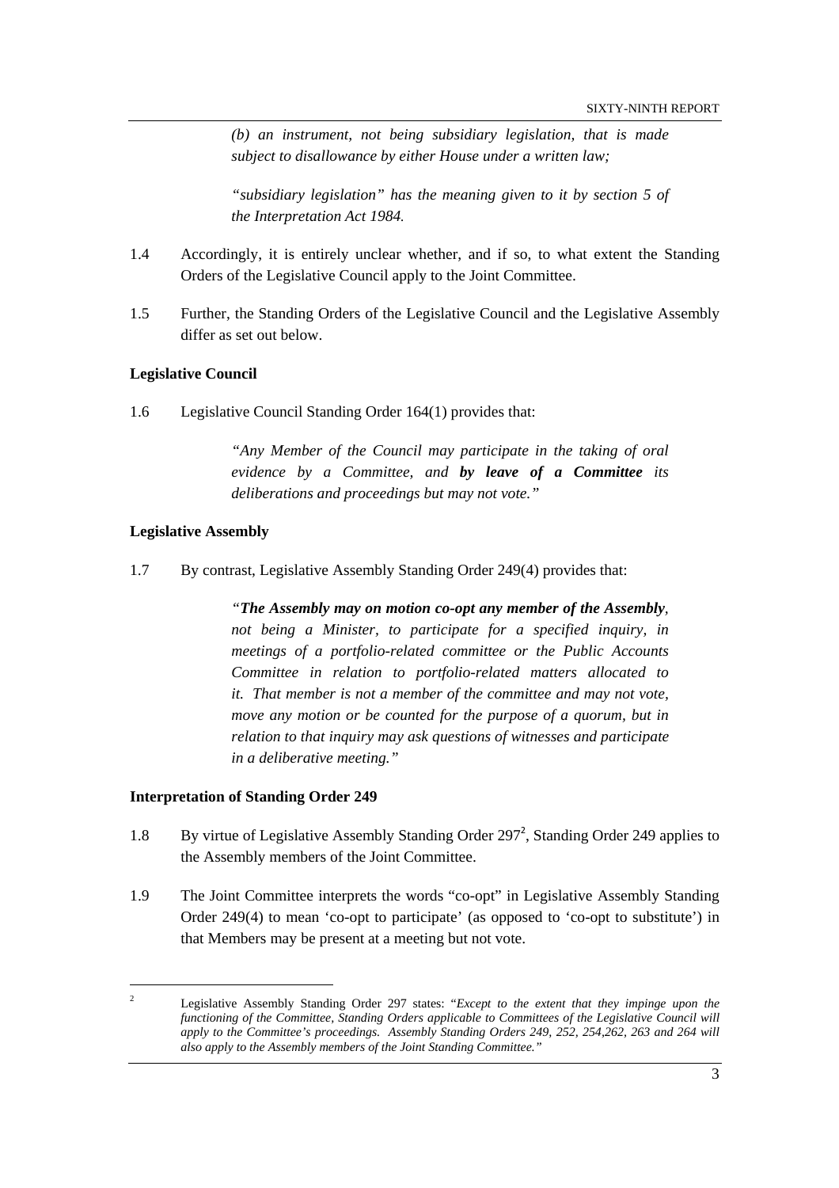> *(b) an instrument, not being subsidiary legislation, that is made subject to disallowance by either House under a written law;*
>
> *"subsidiary legislation" has the meaning given to it by section 5 of the Interpretation Act 1984.*

1.4 Accordingly, it is entirely unclear whether, and if so, to what extent the Standing Orders of the Legislative Council apply to the Joint Committee.

1.5 Further, the Standing Orders of the Legislative Council and the Legislative Assembly differ as set out below.

**Legislative Council**

1.6 Legislative Council Standing Order 164(1) provides that:

> *"Any Member of the Council may participate in the taking of oral evidence by a Committee, and* ***by leave of a Committee*** *its deliberations and proceedings but may not vote."*

**Legislative Assembly**

1.7 By contrast, Legislative Assembly Standing Order 249(4) provides that:

> *"**The Assembly may on motion co-opt any member of the Assembly**, not being a Minister, to participate for a specified inquiry, in meetings of a portfolio-related committee or the Public Accounts Committee in relation to portfolio-related matters allocated to it. That member is not a member of the committee and may not vote, move any motion or be counted for the purpose of a quorum, but in relation to that inquiry may ask questions of witnesses and participate in a deliberative meeting."*

**Interpretation of Standing Order 249**

1.8 By virtue of Legislative Assembly Standing Order 297[2], Standing Order 249 applies to the Assembly members of the Joint Committee.

1.9 The Joint Committee interprets the words "co-opt" in Legislative Assembly Standing Order 249(4) to mean 'co-opt to participate' (as opposed to 'co-opt to substitute') in that Members may be present at a meeting but not vote.

---

[2] Legislative Assembly Standing Order 297 states: *"Except to the extent that they impinge upon the functioning of the Committee, Standing Orders applicable to Committees of the Legislative Council will apply to the Committee's proceedings. Assembly Standing Orders 249, 252, 254,262, 263 and 264 will also apply to the Assembly members of the Joint Standing Committee."*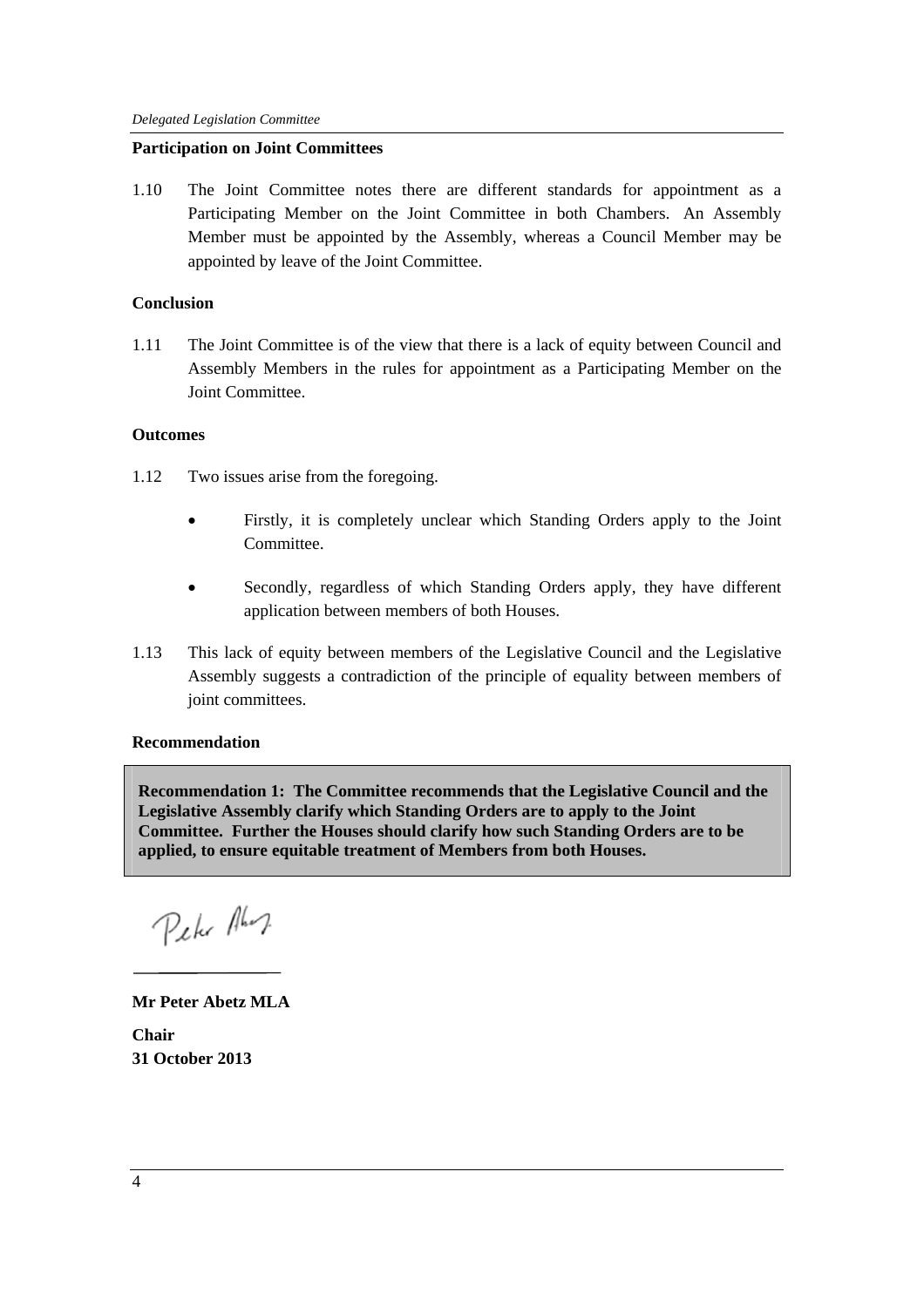### Participation on Joint Committees

1.10 The Joint Committee notes there are different standards for appointment as a Participating Member on the Joint Committee in both Chambers. An Assembly Member must be appointed by the Assembly, whereas a Council Member may be appointed by leave of the Joint Committee.

### Conclusion

1.11 The Joint Committee is of the view that there is a lack of equity between Council and Assembly Members in the rules for appointment as a Participating Member on the Joint Committee.

### Outcomes

1.12 Two issues arise from the foregoing.

- Firstly, it is completely unclear which Standing Orders apply to the Joint Committee.
- Secondly, regardless of which Standing Orders apply, they have different application between members of both Houses.

1.13 This lack of equity between members of the Legislative Council and the Legislative Assembly suggests a contradiction of the principle of equality between members of joint committees.

### Recommendation

**Recommendation 1: The Committee recommends that the Legislative Council and the Legislative Assembly clarify which Standing Orders are to apply to the Joint Committee. Further the Houses should clarify how such Standing Orders are to be applied, to ensure equitable treatment of Members from both Houses.**

**Mr Peter Abetz MLA**

**Chair**
**31 October 2013**